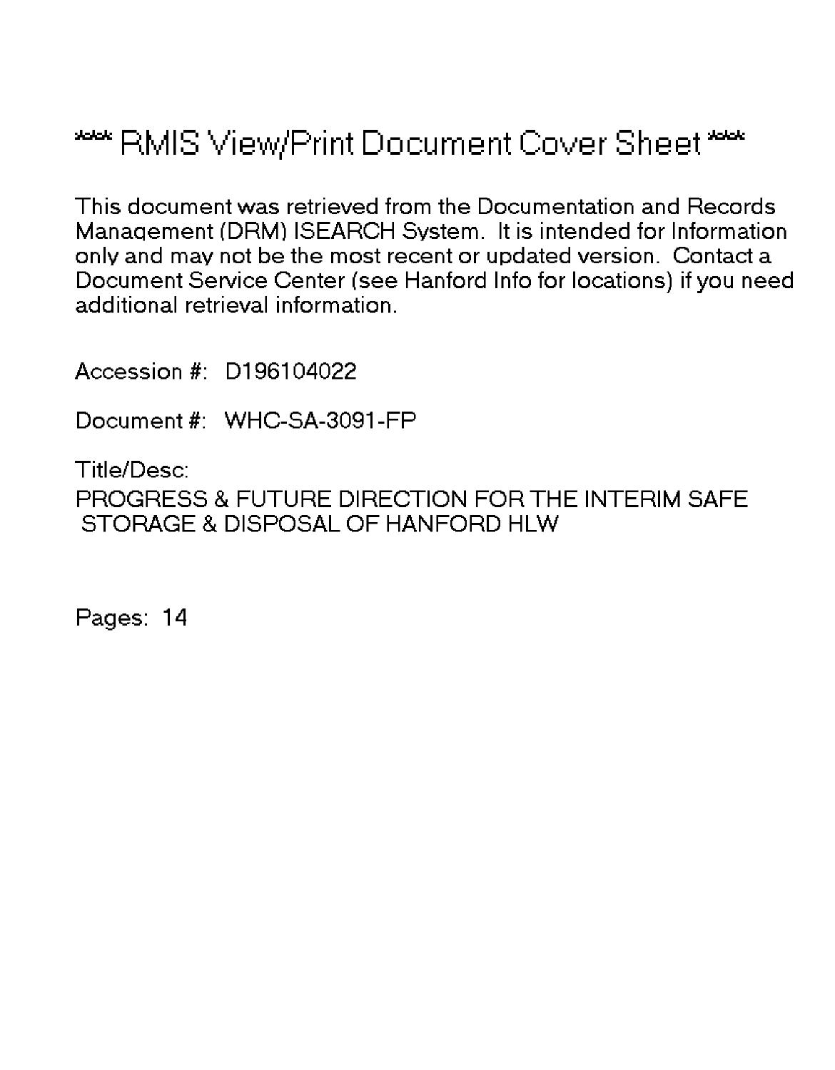# *** RMIS View/Print Document Cover Sheet ***

This document was retrieved from the Documentation and Records Management (DRM) ISEARCH System. It is intended for Information only and may not be the most recent or updated version. Contact a Document Service Center (see Hanford Info for locations) if you need additional retrieval information.

Accession #: D196104022

Document #: WHC-SA-3091-FP

Title/Desc:

PROGRESS & FUTURE DIRECTION FOR THE INTERIM SAFE STORAGE & DISPOSAL OF HANFORD HLW

Pages: 14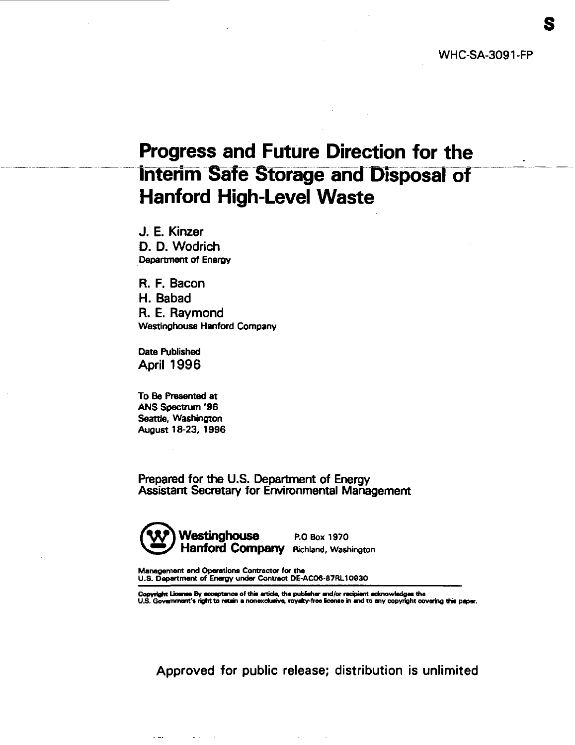S

WHC-SA-3091-FP

# Progress and Future Direction for the Interim Safe Storage and Disposal of Hanford High-Level Waste

J. E. Kinzer
D. D. Wodrich
Department of Energy

R. F. Bacon
H. Babad
R. E. Raymond
Westinghouse Hanford Company

Date Published
April 1996

To Be Presented at
ANS Spectrum '96
Seattle, Washington
August 18-23, 1996

Prepared for the U.S. Department of Energy
Assistant Secretary for Environmental Management

**Westinghouse Hanford Company** P.O Box 1970 Richland, Washington

Management and Operations Contractor for the
U.S. Department of Energy under Contract DE-AC06-87RL10930

Copyright License By acceptance of this article, the publisher and/or recipient acknowledges the U.S. Government's right to retain a nonexclusive, royalty-free license in and to any copyright covering this paper.

Approved for public release; distribution is unlimited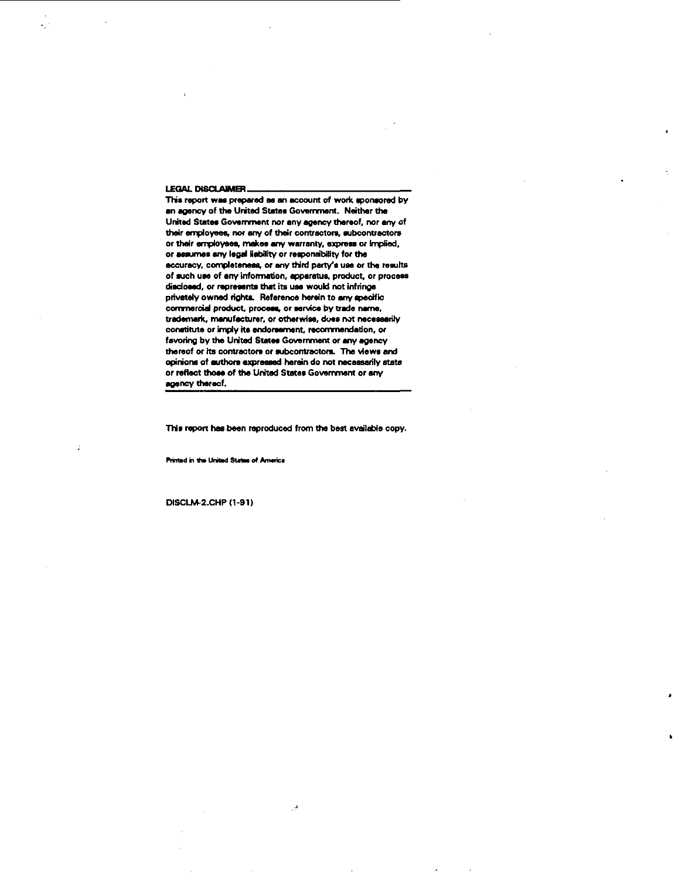**LEGAL DISCLAIMER**

This report was prepared as an account of work sponsored by an agency of the United States Government. Neither the United States Government nor any agency thereof, nor any of their employees, nor any of their contractors, subcontractors or their employees, makes any warranty, express or implied, or assumes any legal liability or responsibility for the accuracy, completeness, or any third party's use or the results of such use of any information, apparatus, product, or process disclosed, or represents that its use would not infringe privately owned rights. Reference herein to any specific commercial product, process, or service by trade name, trademark, manufacturer, or otherwise, does not necessarily constitute or imply its endorsement, recommendation, or favoring by the United States Government or any agency thereof or its contractors or subcontractors. The views and opinions of authors expressed herein do not necessarily state or reflect those of the United States Government or any agency thereof.

This report has been reproduced from the best available copy.

Printed in the United States of America

DISCLM-2.CHP (1-91)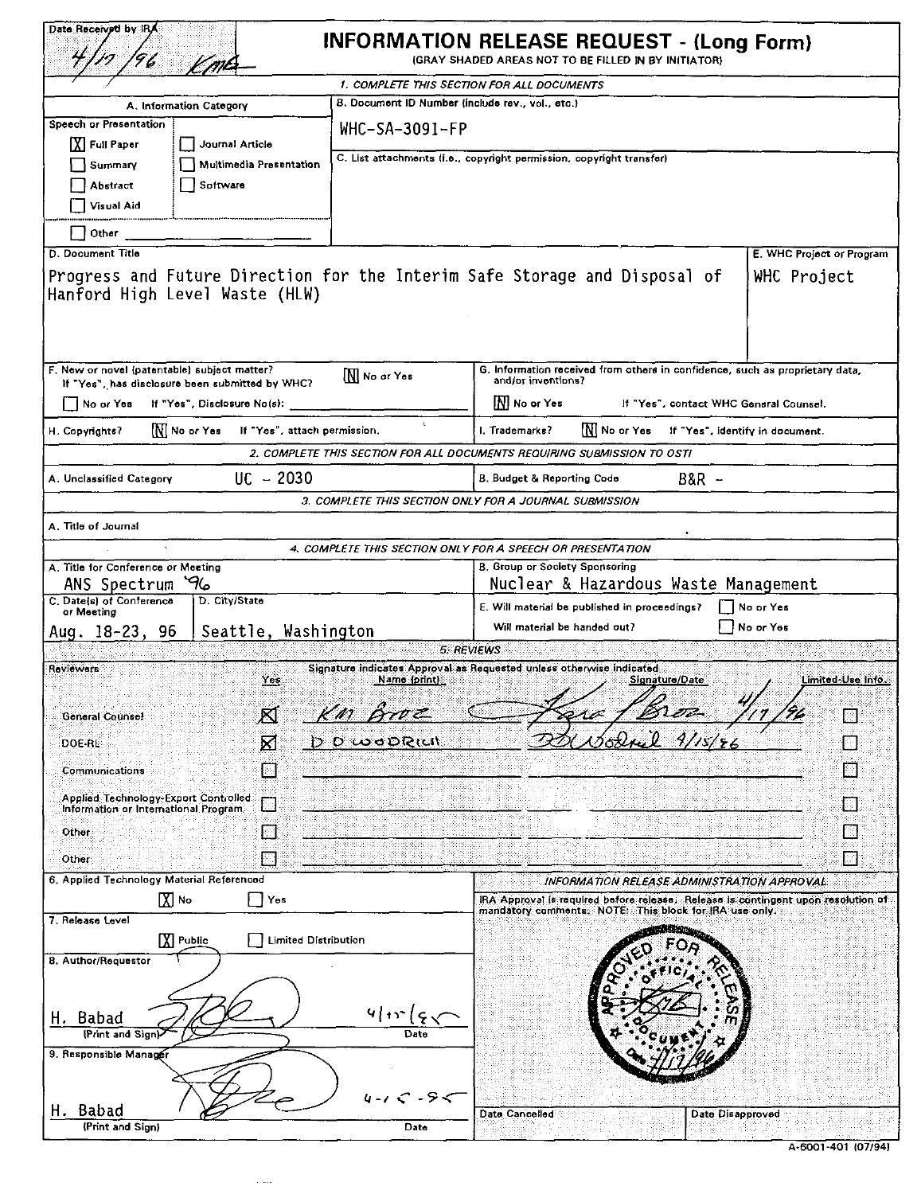Date Received by IRA
4/17/96 KMG

# INFORMATION RELEASE REQUEST - (Long Form)

(GRAY SHADED AREAS NOT TO BE FILLED IN BY INITIATOR)

## 1. COMPLETE THIS SECTION FOR ALL DOCUMENTS

**A. Information Category**

Speech or Presentation
- [X] Full Paper
- [ ] Summary
- [ ] Abstract
- [ ] Visual Aid
- [ ] Journal Article
- [ ] Multimedia Presentation
- [ ] Software
- [ ] Other

**B. Document ID Number (include rev., vol., etc.)**
WHC-SA-3091-FP

**C. List attachments (i.e., copyright permission, copyright transfer)**

**D. Document Title**
Progress and Future Direction for the Interim Safe Storage and Disposal of Hanford High Level Waste (HLW)

**E. WHC Project or Program**
WHC Project

**F. New or novel (patentable) subject matter?** [N] No or Yes
If "Yes", has disclosure been submitted by WHC? [ ] No or Yes If "Yes", Disclosure No(s):

**G. Information received from others in confidence, such as proprietary data, and/or inventions?** [N] No or Yes If "Yes", contact WHC General Counsel.

**H. Copyrights?** [N] No or Yes If "Yes", attach permission.

**I. Trademarks?** [N] No or Yes If "Yes", identify in document.

## 2. COMPLETE THIS SECTION FOR ALL DOCUMENTS REQUIRING SUBMISSION TO OSTI

**A. Unclassified Category** UC - 2030

**B. Budget & Reporting Code** B&R -

## 3. COMPLETE THIS SECTION ONLY FOR A JOURNAL SUBMISSION

**A. Title of Journal**

## 4. COMPLETE THIS SECTION ONLY FOR A SPEECH OR PRESENTATION

**A. Title for Conference or Meeting**
ANS Spectrum '96

**B. Group or Society Sponsoring**
Nuclear & Hazardous Waste Management

**C. Date(s) of Conference or Meeting**
Aug. 18-23, 96

**D. City/State**
Seattle, Washington

**E. Will material be published in proceedings?** [ ] No or Yes
Will material be handed out? [ ] No or Yes

## 5. REVIEWS

Signature indicates Approval as Requested unless otherwise indicated

| Reviewers | Yes | Name (print) | Signature/Date | Limited-Use Info. |
|---|---|---|---|---|
| General Counsel | [X] | K M Broz | K M Broz 4/17/96 | [ ] |
| DOE-RL | [X] | D D Wodrich | D D Wodrich 4/15/96 | [ ] |
| Communications | [ ] | | | [ ] |
| Applied Technology-Export Controlled Information or International Program | [ ] | | | [ ] |
| Other | [ ] | | | [ ] |
| Other | [ ] | | | [ ] |

**6. Applied Technology Material Referenced**
[X] No [ ] Yes

**7. Release Level**
[X] Public [ ] Limited Distribution

**8. Author/Requestor**
H. Babad (Print and Sign) — Date: 4/15/95

**9. Responsible Manager**
H. Babad (Print and Sign) — Date: 4-15-95

**INFORMATION RELEASE ADMINISTRATION APPROVAL**

IRA Approval is required before release. Release is contingent upon resolution of mandatory comments. NOTE: This block for IRA use only.

APPROVED FOR RELEASE — OFFICIAL DOCUMENT — KMG — Date 4/17/96

Date Cancelled | Date Disapproved

A-6001-401 (07/94)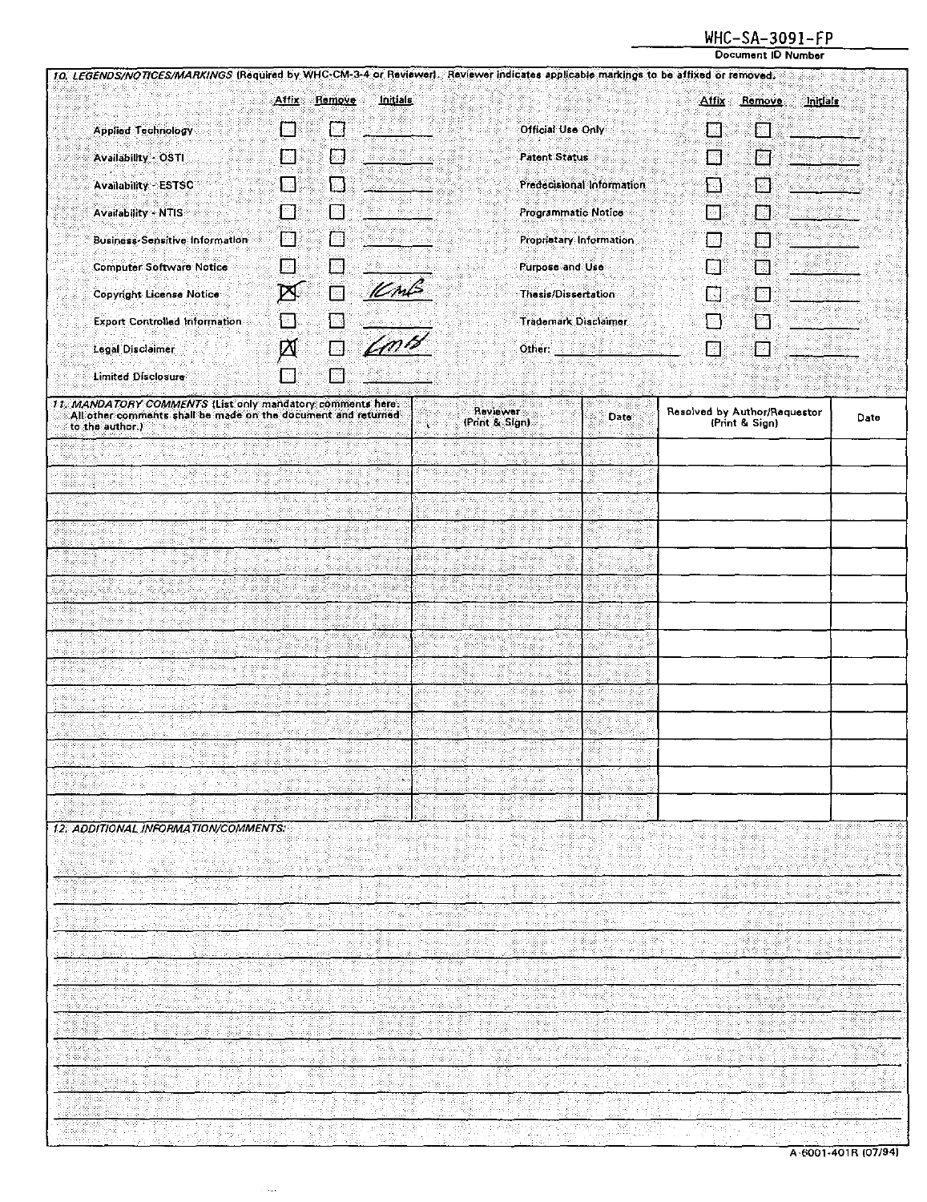WHC-SA-3091-FP

Document ID Number

**10. LEGENDS/NOTICES/MARKINGS** (Required by WHC-CM-3-4 or Reviewer). Reviewer indicates applicable markings to be affixed or removed.

| | Affix | Remove | Initials | | Affix | Remove | Initials |
|---|---|---|---|---|---|---|---|
| Applied Technology | ☐ | ☐ | | Official Use Only | ☐ | ☐ | |
| Availability - OSTI | ☐ | ☐ | | Patent Status | ☐ | ☐ | |
| Availability - ESTSC | ☐ | ☐ | | Predecisional Information | ☐ | ☐ | |
| Availability - NTIS | ☐ | ☐ | | Programmatic Notice | ☐ | ☐ | |
| Business-Sensitive Information | ☐ | ☐ | | Proprietary Information | ☐ | ☐ | |
| Computer Software Notice | ☐ | ☐ | | Purpose and Use | ☐ | ☐ | |
| Copyright License Notice | ☒ | ☐ | KMB | Thesis/Dissertation | ☐ | ☐ | |
| Export Controlled Information | ☐ | ☐ | | Trademark Disclaimer | ☐ | ☐ | |
| Legal Disclaimer | ☒ | ☐ | KMB | Other: | ☐ | ☐ | |
| Limited Disclosure | ☐ | ☐ | | | | | |

| 11. MANDATORY COMMENTS (List only mandatory comments here. All other comments shall be made on the document and returned to the author.) | Reviewer (Print & Sign) | Date | Resolved by Author/Requestor (Print & Sign) | Date |
|---|---|---|---|---|
| | | | | |
| | | | | |
| | | | | |
| | | | | |
| | | | | |
| | | | | |
| | | | | |
| | | | | |
| | | | | |
| | | | | |
| | | | | |
| | | | | |
| | | | | |
| | | | | |

**12. ADDITIONAL INFORMATION/COMMENTS:**

A-6001-401R (07/94)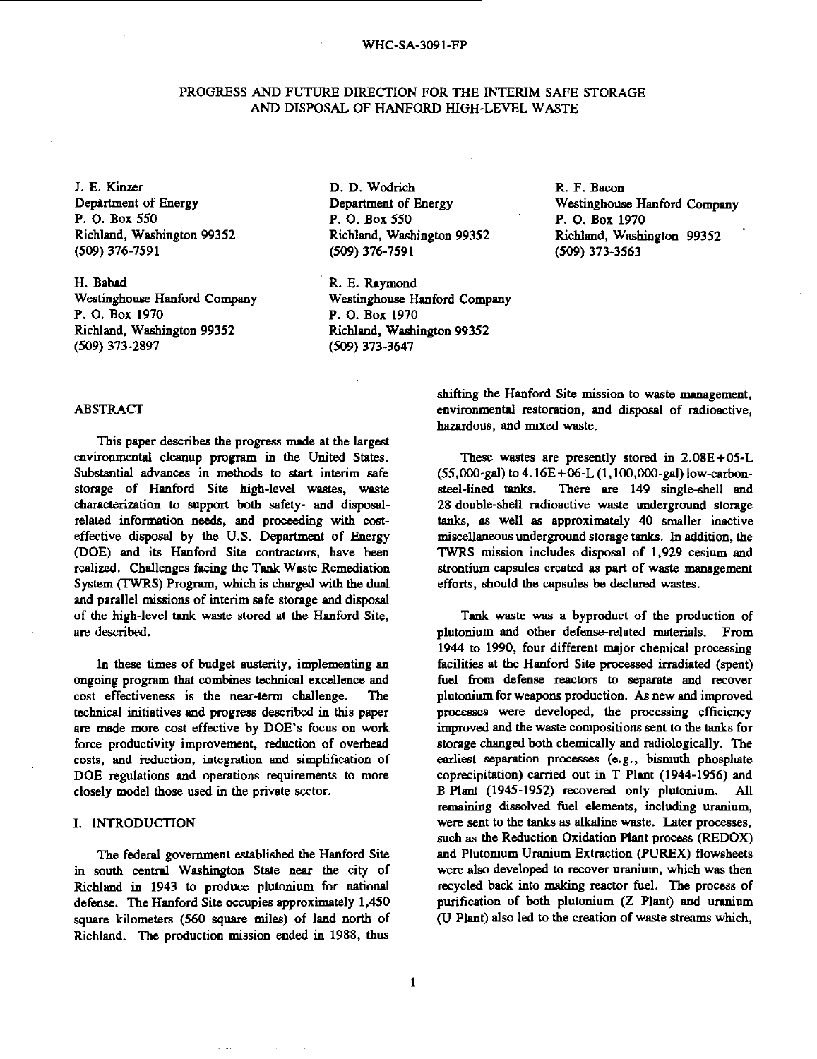WHC-SA-3091-FP

# PROGRESS AND FUTURE DIRECTION FOR THE INTERIM SAFE STORAGE AND DISPOSAL OF HANFORD HIGH-LEVEL WASTE

J. E. Kinzer
Department of Energy
P. O. Box 550
Richland, Washington 99352
(509) 376-7591

D. D. Wodrich
Department of Energy
P. O. Box 550
Richland, Washington 99352
(509) 376-7591

R. F. Bacon
Westinghouse Hanford Company
P. O. Box 1970
Richland, Washington 99352
(509) 373-3563

H. Babad
Westinghouse Hanford Company
P. O. Box 1970
Richland, Washington 99352
(509) 373-2897

R. E. Raymond
Westinghouse Hanford Company
P. O. Box 1970
Richland, Washington 99352
(509) 373-3647

## ABSTRACT

This paper describes the progress made at the largest environmental cleanup program in the United States. Substantial advances in methods to start interim safe storage of Hanford Site high-level wastes, waste characterization to support both safety- and disposal-related information needs, and proceeding with cost-effective disposal by the U.S. Department of Energy (DOE) and its Hanford Site contractors, have been realized. Challenges facing the Tank Waste Remediation System (TWRS) Program, which is charged with the dual and parallel missions of interim safe storage and disposal of the high-level tank waste stored at the Hanford Site, are described.

In these times of budget austerity, implementing an ongoing program that combines technical excellence and cost effectiveness is the near-term challenge. The technical initiatives and progress described in this paper are made more cost effective by DOE's focus on work force productivity improvement, reduction of overhead costs, and reduction, integration and simplification of DOE regulations and operations requirements to more closely model those used in the private sector.

## I. INTRODUCTION

The federal government established the Hanford Site in south central Washington State near the city of Richland in 1943 to produce plutonium for national defense. The Hanford Site occupies approximately 1,450 square kilometers (560 square miles) of land north of Richland. The production mission ended in 1988, thus shifting the Hanford Site mission to waste management, environmental restoration, and disposal of radioactive, hazardous, and mixed waste.

These wastes are presently stored in 2.08E+05-L (55,000-gal) to 4.16E+06-L (1,100,000-gal) low-carbon-steel-lined tanks. There are 149 single-shell and 28 double-shell radioactive waste underground storage tanks, as well as approximately 40 smaller inactive miscellaneous underground storage tanks. In addition, the TWRS mission includes disposal of 1,929 cesium and strontium capsules created as part of waste management efforts, should the capsules be declared wastes.

Tank waste was a byproduct of the production of plutonium and other defense-related materials. From 1944 to 1990, four different major chemical processing facilities at the Hanford Site processed irradiated (spent) fuel from defense reactors to separate and recover plutonium for weapons production. As new and improved processes were developed, the processing efficiency improved and the waste compositions sent to the tanks for storage changed both chemically and radiologically. The earliest separation processes (e.g., bismuth phosphate coprecipitation) carried out in T Plant (1944-1956) and B Plant (1945-1952) recovered only plutonium. All remaining dissolved fuel elements, including uranium, were sent to the tanks as alkaline waste. Later processes, such as the Reduction Oxidation Plant process (REDOX) and Plutonium Uranium Extraction (PUREX) flowsheets were also developed to recover uranium, which was then recycled back into making reactor fuel. The process of purification of both plutonium (Z Plant) and uranium (U Plant) also led to the creation of waste streams which,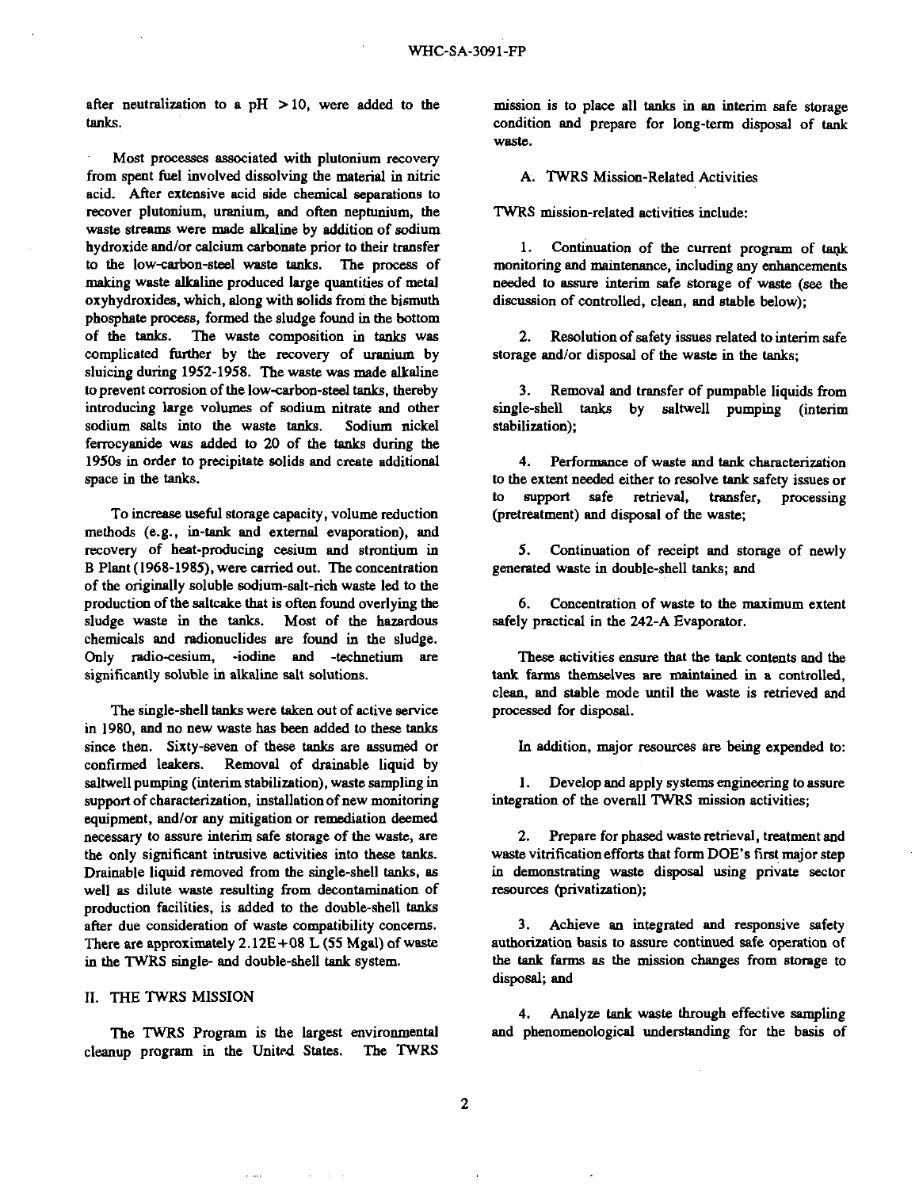after neutralization to a pH > 10, were added to the tanks.

Most processes associated with plutonium recovery from spent fuel involved dissolving the material in nitric acid. After extensive acid side chemical separations to recover plutonium, uranium, and often neptunium, the waste streams were made alkaline by addition of sodium hydroxide and/or calcium carbonate prior to their transfer to the low-carbon-steel waste tanks. The process of making waste alkaline produced large quantities of metal oxyhydroxides, which, along with solids from the bismuth phosphate process, formed the sludge found in the bottom of the tanks. The waste composition in tanks was complicated further by the recovery of uranium by sluicing during 1952-1958. The waste was made alkaline to prevent corrosion of the low-carbon-steel tanks, thereby introducing large volumes of sodium nitrate and other sodium salts into the waste tanks. Sodium nickel ferrocyanide was added to 20 of the tanks during the 1950s in order to precipitate solids and create additional space in the tanks.

To increase useful storage capacity, volume reduction methods (e.g., in-tank and external evaporation), and recovery of heat-producing cesium and strontium in B Plant (1968-1985), were carried out. The concentration of the originally soluble sodium-salt-rich waste led to the production of the saltcake that is often found overlying the sludge waste in the tanks. Most of the hazardous chemicals and radionuclides are found in the sludge. Only radio-cesium, -iodine and -technetium are significantly soluble in alkaline salt solutions.

The single-shell tanks were taken out of active service in 1980, and no new waste has been added to these tanks since then. Sixty-seven of these tanks are assumed or confirmed leakers. Removal of drainable liquid by saltwell pumping (interim stabilization), waste sampling in support of characterization, installation of new monitoring equipment, and/or any mitigation or remediation deemed necessary to assure interim safe storage of the waste, are the only significant intrusive activities into these tanks. Drainable liquid removed from the single-shell tanks, as well as dilute waste resulting from decontamination of production facilities, is added to the double-shell tanks after due consideration of waste compatibility concerns. There are approximately 2.12E+08 L (55 Mgal) of waste in the TWRS single- and double-shell tank system.

## II. THE TWRS MISSION

The TWRS Program is the largest environmental cleanup program in the United States. The TWRS mission is to place all tanks in an interim safe storage condition and prepare for long-term disposal of tank waste.

### A. TWRS Mission-Related Activities

TWRS mission-related activities include:

1. Continuation of the current program of tank monitoring and maintenance, including any enhancements needed to assure interim safe storage of waste (see the discussion of controlled, clean, and stable below);

2. Resolution of safety issues related to interim safe storage and/or disposal of the waste in the tanks;

3. Removal and transfer of pumpable liquids from single-shell tanks by saltwell pumping (interim stabilization);

4. Performance of waste and tank characterization to the extent needed either to resolve tank safety issues or to support safe retrieval, transfer, processing (pretreatment) and disposal of the waste;

5. Continuation of receipt and storage of newly generated waste in double-shell tanks; and

6. Concentration of waste to the maximum extent safely practical in the 242-A Evaporator.

These activities ensure that the tank contents and the tank farms themselves are maintained in a controlled, clean, and stable mode until the waste is retrieved and processed for disposal.

In addition, major resources are being expended to:

1. Develop and apply systems engineering to assure integration of the overall TWRS mission activities;

2. Prepare for phased waste retrieval, treatment and waste vitrification efforts that form DOE's first major step in demonstrating waste disposal using private sector resources (privatization);

3. Achieve an integrated and responsive safety authorization basis to assure continued safe operation of the tank farms as the mission changes from storage to disposal; and

4. Analyze tank waste through effective sampling and phenomenological understanding for the basis of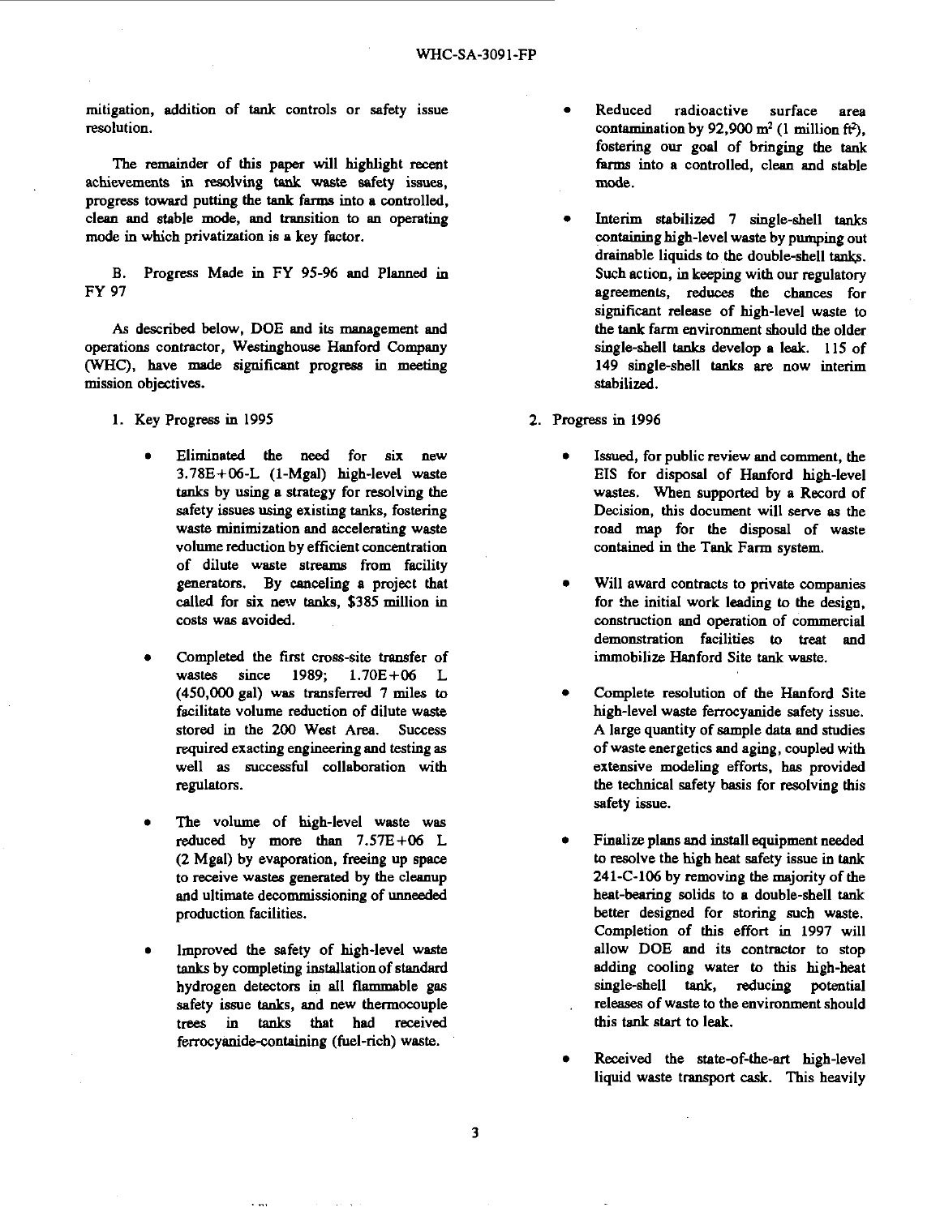mitigation, addition of tank controls or safety issue resolution.

The remainder of this paper will highlight recent achievements in resolving tank waste safety issues, progress toward putting the tank farms into a controlled, clean and stable mode, and transition to an operating mode in which privatization is a key factor.

## B. Progress Made in FY 95-96 and Planned in FY 97

As described below, DOE and its management and operations contractor, Westinghouse Hanford Company (WHC), have made significant progress in meeting mission objectives.

### 1. Key Progress in 1995

- Eliminated the need for six new 3.78E+06-L (1-Mgal) high-level waste tanks by using a strategy for resolving the safety issues using existing tanks, fostering waste minimization and accelerating waste volume reduction by efficient concentration of dilute waste streams from facility generators. By canceling a project that called for six new tanks, $385 million in costs was avoided.

- Completed the first cross-site transfer of wastes since 1989; 1.70E+06 L (450,000 gal) was transferred 7 miles to facilitate volume reduction of dilute waste stored in the 200 West Area. Success required exacting engineering and testing as well as successful collaboration with regulators.

- The volume of high-level waste was reduced by more than 7.57E+06 L (2 Mgal) by evaporation, freeing up space to receive wastes generated by the cleanup and ultimate decommissioning of unneeded production facilities.

- Improved the safety of high-level waste tanks by completing installation of standard hydrogen detectors in all flammable gas safety issue tanks, and new thermocouple trees in tanks that had received ferrocyanide-containing (fuel-rich) waste.

- Reduced radioactive surface area contamination by 92,900 $m^2$ (1 million $ft^2$), fostering our goal of bringing the tank farms into a controlled, clean and stable mode.

- Interim stabilized 7 single-shell tanks containing high-level waste by pumping out drainable liquids to the double-shell tanks. Such action, in keeping with our regulatory agreements, reduces the chances for significant release of high-level waste to the tank farm environment should the older single-shell tanks develop a leak. 115 of 149 single-shell tanks are now interim stabilized.

### 2. Progress in 1996

- Issued, for public review and comment, the EIS for disposal of Hanford high-level wastes. When supported by a Record of Decision, this document will serve as the road map for the disposal of waste contained in the Tank Farm system.

- Will award contracts to private companies for the initial work leading to the design, construction and operation of commercial demonstration facilities to treat and immobilize Hanford Site tank waste.

- Complete resolution of the Hanford Site high-level waste ferrocyanide safety issue. A large quantity of sample data and studies of waste energetics and aging, coupled with extensive modeling efforts, has provided the technical safety basis for resolving this safety issue.

- Finalize plans and install equipment needed to resolve the high heat safety issue in tank 241-C-106 by removing the majority of the heat-bearing solids to a double-shell tank better designed for storing such waste. Completion of this effort in 1997 will allow DOE and its contractor to stop adding cooling water to this high-heat single-shell tank, reducing potential releases of waste to the environment should this tank start to leak.

- Received the state-of-the-art high-level liquid waste transport cask. This heavily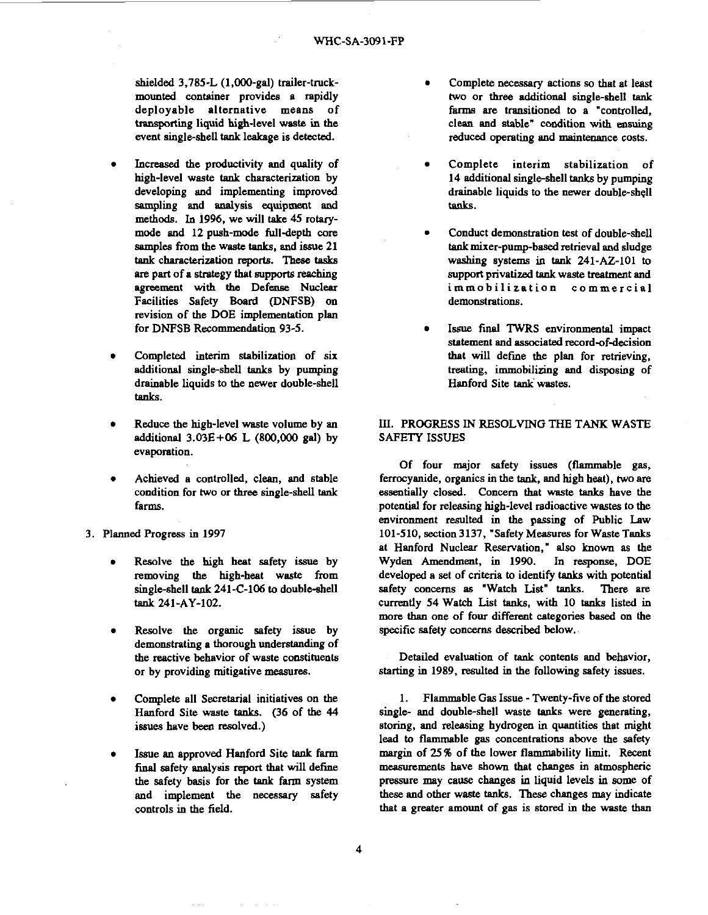shielded 3,785-L (1,000-gal) trailer-truck-mounted container provides a rapidly deployable alternative means of transporting liquid high-level waste in the event single-shell tank leakage is detected.

- Increased the productivity and quality of high-level waste tank characterization by developing and implementing improved sampling and analysis equipment and methods. In 1996, we will take 45 rotary-mode and 12 push-mode full-depth core samples from the waste tanks, and issue 21 tank characterization reports. These tasks are part of a strategy that supports reaching agreement with the Defense Nuclear Facilities Safety Board (DNFSB) on revision of the DOE implementation plan for DNFSB Recommendation 93-5.

- Completed interim stabilization of six additional single-shell tanks by pumping drainable liquids to the newer double-shell tanks.

- Reduce the high-level waste volume by an additional 3.03E+06 L (800,000 gal) by evaporation.

- Achieved a controlled, clean, and stable condition for two or three single-shell tank farms.

3. Planned Progress in 1997

- Resolve the high heat safety issue by removing the high-heat waste from single-shell tank 241-C-106 to double-shell tank 241-AY-102.

- Resolve the organic safety issue by demonstrating a thorough understanding of the reactive behavior of waste constituents or by providing mitigative measures.

- Complete all Secretarial initiatives on the Hanford Site waste tanks. (36 of the 44 issues have been resolved.)

- Issue an approved Hanford Site tank farm final safety analysis report that will define the safety basis for the tank farm system and implement the necessary safety controls in the field.

- Complete necessary actions so that at least two or three additional single-shell tank farms are transitioned to a "controlled, clean and stable" condition with ensuing reduced operating and maintenance costs.

- Complete interim stabilization of 14 additional single-shell tanks by pumping drainable liquids to the newer double-shell tanks.

- Conduct demonstration test of double-shell tank mixer-pump-based retrieval and sludge washing systems in tank 241-AZ-101 to support privatized tank waste treatment and immobilization commercial demonstrations.

- Issue final TWRS environmental impact statement and associated record-of-decision that will define the plan for retrieving, treating, immobilizing and disposing of Hanford Site tank wastes.

## III. PROGRESS IN RESOLVING THE TANK WASTE SAFETY ISSUES

Of four major safety issues (flammable gas, ferrocyanide, organics in the tank, and high heat), two are essentially closed. Concern that waste tanks have the potential for releasing high-level radioactive wastes to the environment resulted in the passing of Public Law 101-510, section 3137, "Safety Measures for Waste Tanks at Hanford Nuclear Reservation," also known as the Wyden Amendment, in 1990. In response, DOE developed a set of criteria to identify tanks with potential safety concerns as "Watch List" tanks. There are currently 54 Watch List tanks, with 10 tanks listed in more than one of four different categories based on the specific safety concerns described below.

Detailed evaluation of tank contents and behavior, starting in 1989, resulted in the following safety issues.

1. Flammable Gas Issue - Twenty-five of the stored single- and double-shell waste tanks were generating, storing, and releasing hydrogen in quantities that might lead to flammable gas concentrations above the safety margin of 25% of the lower flammability limit. Recent measurements have shown that changes in atmospheric pressure may cause changes in liquid levels in some of these and other waste tanks. These changes may indicate that a greater amount of gas is stored in the waste than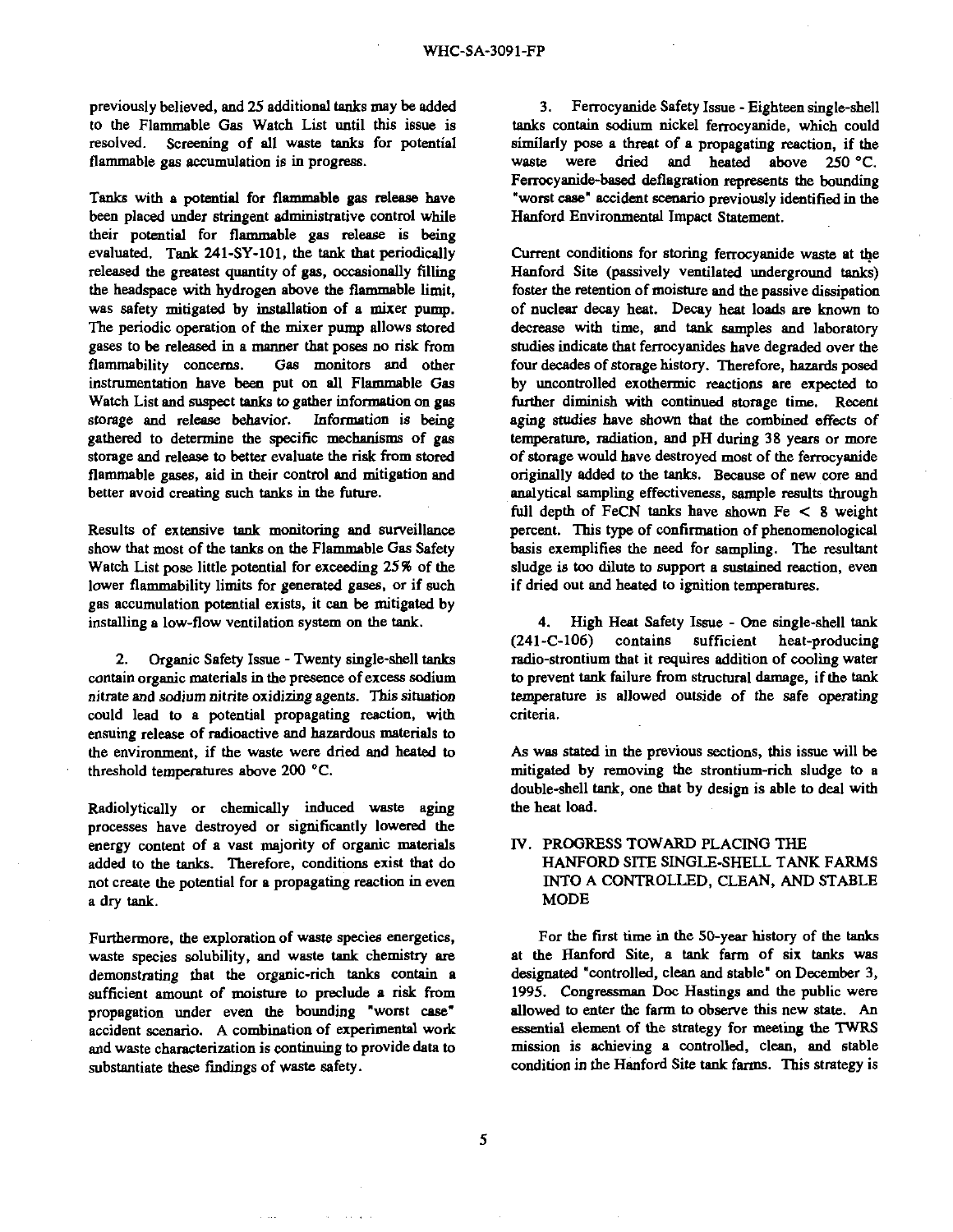previously believed, and 25 additional tanks may be added to the Flammable Gas Watch List until this issue is resolved. Screening of all waste tanks for potential flammable gas accumulation is in progress.

Tanks with a potential for flammable gas release have been placed under stringent administrative control while their potential for flammable gas release is being evaluated. Tank 241-SY-101, the tank that periodically released the greatest quantity of gas, occasionally filling the headspace with hydrogen above the flammable limit, was safety mitigated by installation of a mixer pump. The periodic operation of the mixer pump allows stored gases to be released in a manner that poses no risk from flammability concerns. Gas monitors and other instrumentation have been put on all Flammable Gas Watch List and suspect tanks to gather information on gas storage and release behavior. Information is being gathered to determine the specific mechanisms of gas storage and release to better evaluate the risk from stored flammable gases, aid in their control and mitigation and better avoid creating such tanks in the future.

Results of extensive tank monitoring and surveillance show that most of the tanks on the Flammable Gas Safety Watch List pose little potential for exceeding 25% of the lower flammability limits for generated gases, or if such gas accumulation potential exists, it can be mitigated by installing a low-flow ventilation system on the tank.

2. Organic Safety Issue - Twenty single-shell tanks contain organic materials in the presence of excess sodium nitrate and sodium nitrite oxidizing agents. This situation could lead to a potential propagating reaction, with ensuing release of radioactive and hazardous materials to the environment, if the waste were dried and heated to threshold temperatures above 200 °C.

Radiolytically or chemically induced waste aging processes have destroyed or significantly lowered the energy content of a vast majority of organic materials added to the tanks. Therefore, conditions exist that do not create the potential for a propagating reaction in even a dry tank.

Furthermore, the exploration of waste species energetics, waste species solubility, and waste tank chemistry are demonstrating that the organic-rich tanks contain a sufficient amount of moisture to preclude a risk from propagation under even the bounding "worst case" accident scenario. A combination of experimental work and waste characterization is continuing to provide data to substantiate these findings of waste safety.

3. Ferrocyanide Safety Issue - Eighteen single-shell tanks contain sodium nickel ferrocyanide, which could similarly pose a threat of a propagating reaction, if the waste were dried and heated above 250 °C. Ferrocyanide-based deflagration represents the bounding "worst case" accident scenario previously identified in the Hanford Environmental Impact Statement.

Current conditions for storing ferrocyanide waste at the Hanford Site (passively ventilated underground tanks) foster the retention of moisture and the passive dissipation of nuclear decay heat. Decay heat loads are known to decrease with time, and tank samples and laboratory studies indicate that ferrocyanides have degraded over the four decades of storage history. Therefore, hazards posed by uncontrolled exothermic reactions are expected to further diminish with continued storage time. Recent aging studies have shown that the combined effects of temperature, radiation, and pH during 38 years or more of storage would have destroyed most of the ferrocyanide originally added to the tanks. Because of new core and analytical sampling effectiveness, sample results through full depth of FeCN tanks have shown Fe $<$ 8 weight percent. This type of confirmation of phenomenological basis exemplifies the need for sampling. The resultant sludge is too dilute to support a sustained reaction, even if dried out and heated to ignition temperatures.

4. High Heat Safety Issue - One single-shell tank (241-C-106) contains sufficient heat-producing radio-strontium that it requires addition of cooling water to prevent tank failure from structural damage, if the tank temperature is allowed outside of the safe operating criteria.

As was stated in the previous sections, this issue will be mitigated by removing the strontium-rich sludge to a double-shell tank, one that by design is able to deal with the heat load.

## IV. PROGRESS TOWARD PLACING THE HANFORD SITE SINGLE-SHELL TANK FARMS INTO A CONTROLLED, CLEAN, AND STABLE MODE

For the first time in the 50-year history of the tanks at the Hanford Site, a tank farm of six tanks was designated "controlled, clean and stable" on December 3, 1995. Congressman Doc Hastings and the public were allowed to enter the farm to observe this new state. An essential element of the strategy for meeting the TWRS mission is achieving a controlled, clean, and stable condition in the Hanford Site tank farms. This strategy is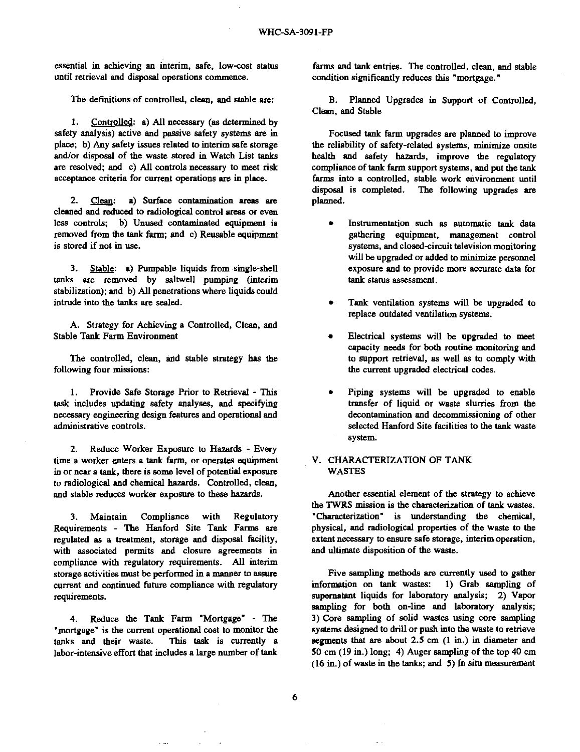essential in achieving an interim, safe, low-cost status until retrieval and disposal operations commence.

The definitions of controlled, clean, and stable are:

1. Controlled: a) All necessary (as determined by safety analysis) active and passive safety systems are in place; b) Any safety issues related to interim safe storage and/or disposal of the waste stored in Watch List tanks are resolved; and c) All controls necessary to meet risk acceptance criteria for current operations are in place.

2. Clean: a) Surface contamination areas are cleaned and reduced to radiological control areas or even less controls; b) Unused contaminated equipment is removed from the tank farm; and c) Reusable equipment is stored if not in use.

3. Stable: a) Pumpable liquids from single-shell tanks are removed by saltwell pumping (interim stabilization); and b) All penetrations where liquids could intrude into the tanks are sealed.

A. Strategy for Achieving a Controlled, Clean, and Stable Tank Farm Environment

The controlled, clean, and stable strategy has the following four missions:

1. Provide Safe Storage Prior to Retrieval - This task includes updating safety analyses, and specifying necessary engineering design features and operational and administrative controls.

2. Reduce Worker Exposure to Hazards - Every time a worker enters a tank farm, or operates equipment in or near a tank, there is some level of potential exposure to radiological and chemical hazards. Controlled, clean, and stable reduces worker exposure to these hazards.

3. Maintain Compliance with Regulatory Requirements - The Hanford Site Tank Farms are regulated as a treatment, storage and disposal facility, with associated permits and closure agreements in compliance with regulatory requirements. All interim storage activities must be performed in a manner to assure current and continued future compliance with regulatory requirements.

4. Reduce the Tank Farm "Mortgage" - The "mortgage" is the current operational cost to monitor the tanks and their waste. This task is currently a labor-intensive effort that includes a large number of tank farms and tank entries. The controlled, clean, and stable condition significantly reduces this "mortgage."

B. Planned Upgrades in Support of Controlled, Clean, and Stable

Focused tank farm upgrades are planned to improve the reliability of safety-related systems, minimize onsite health and safety hazards, improve the regulatory compliance of tank farm support systems, and put the tank farms into a controlled, stable work environment until disposal is completed. The following upgrades are planned.

- Instrumentation such as automatic tank data gathering equipment, management control systems, and closed-circuit television monitoring will be upgraded or added to minimize personnel exposure and to provide more accurate data for tank status assessment.
- Tank ventilation systems will be upgraded to replace outdated ventilation systems.
- Electrical systems will be upgraded to meet capacity needs for both routine monitoring and to support retrieval, as well as to comply with the current upgraded electrical codes.
- Piping systems will be upgraded to enable transfer of liquid or waste slurries from the decontamination and decommissioning of other selected Hanford Site facilities to the tank waste system.

## V. CHARACTERIZATION OF TANK WASTES

Another essential element of the strategy to achieve the TWRS mission is the characterization of tank wastes. "Characterization" is understanding the chemical, physical, and radiological properties of the waste to the extent necessary to ensure safe storage, interim operation, and ultimate disposition of the waste.

Five sampling methods are currently used to gather information on tank wastes: 1) Grab sampling of supernatant liquids for laboratory analysis; 2) Vapor sampling for both on-line and laboratory analysis; 3) Core sampling of solid wastes using core sampling systems designed to drill or push into the waste to retrieve segments that are about 2.5 cm (1 in.) in diameter and 50 cm (19 in.) long; 4) Auger sampling of the top 40 cm (16 in.) of waste in the tanks; and 5) In situ measurement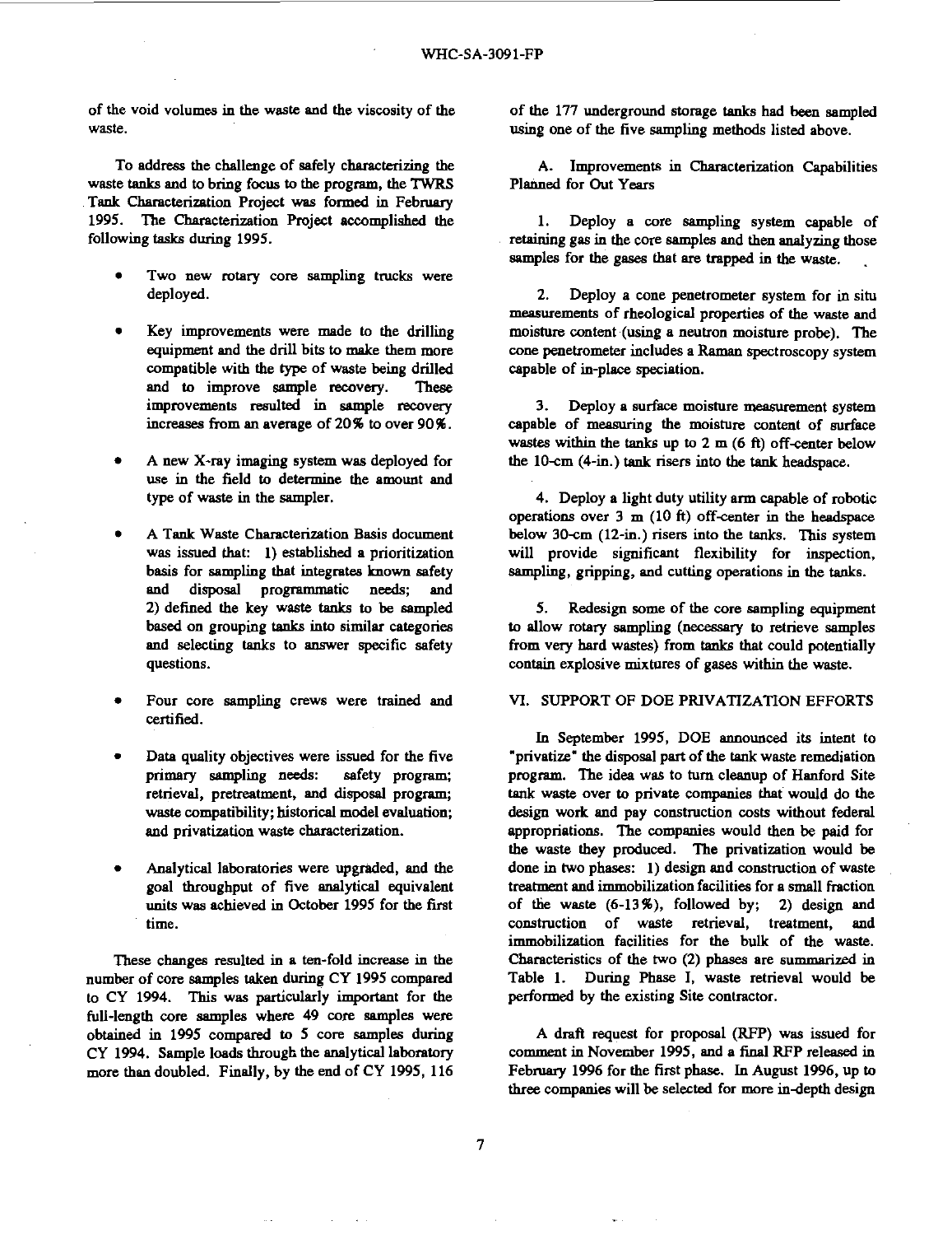of the void volumes in the waste and the viscosity of the waste.

To address the challenge of safely characterizing the waste tanks and to bring focus to the program, the TWRS Tank Characterization Project was formed in February 1995. The Characterization Project accomplished the following tasks during 1995.

- Two new rotary core sampling trucks were deployed.
- Key improvements were made to the drilling equipment and the drill bits to make them more compatible with the type of waste being drilled and to improve sample recovery. These improvements resulted in sample recovery increases from an average of 20% to over 90%.
- A new X-ray imaging system was deployed for use in the field to determine the amount and type of waste in the sampler.
- A Tank Waste Characterization Basis document was issued that: 1) established a prioritization basis for sampling that integrates known safety and disposal programmatic needs; and 2) defined the key waste tanks to be sampled based on grouping tanks into similar categories and selecting tanks to answer specific safety questions.
- Four core sampling crews were trained and certified.
- Data quality objectives were issued for the five primary sampling needs: safety program; retrieval, pretreatment, and disposal program; waste compatibility; historical model evaluation; and privatization waste characterization.
- Analytical laboratories were upgraded, and the goal throughput of five analytical equivalent units was achieved in October 1995 for the first time.

These changes resulted in a ten-fold increase in the number of core samples taken during CY 1995 compared to CY 1994. This was particularly important for the full-length core samples where 49 core samples were obtained in 1995 compared to 5 core samples during CY 1994. Sample loads through the analytical laboratory more than doubled. Finally, by the end of CY 1995, 116 of the 177 underground storage tanks had been sampled using one of the five sampling methods listed above.

### A. Improvements in Characterization Capabilities Planned for Out Years

1. Deploy a core sampling system capable of retaining gas in the core samples and then analyzing those samples for the gases that are trapped in the waste.

2. Deploy a cone penetrometer system for in situ measurements of rheological properties of the waste and moisture content (using a neutron moisture probe). The cone penetrometer includes a Raman spectroscopy system capable of in-place speciation.

3. Deploy a surface moisture measurement system capable of measuring the moisture content of surface wastes within the tanks up to 2 m (6 ft) off-center below the 10-cm (4-in.) tank risers into the tank headspace.

4. Deploy a light duty utility arm capable of robotic operations over 3 m (10 ft) off-center in the headspace below 30-cm (12-in.) risers into the tanks. This system will provide significant flexibility for inspection, sampling, gripping, and cutting operations in the tanks.

5. Redesign some of the core sampling equipment to allow rotary sampling (necessary to retrieve samples from very hard wastes) from tanks that could potentially contain explosive mixtures of gases within the waste.

## VI. SUPPORT OF DOE PRIVATIZATION EFFORTS

In September 1995, DOE announced its intent to "privatize" the disposal part of the tank waste remediation program. The idea was to turn cleanup of Hanford Site tank waste over to private companies that would do the design work and pay construction costs without federal appropriations. The companies would then be paid for the waste they produced. The privatization would be done in two phases: 1) design and construction of waste treatment and immobilization facilities for a small fraction of the waste (6-13%), followed by; 2) design and construction of waste retrieval, treatment, and immobilization facilities for the bulk of the waste. Characteristics of the two (2) phases are summarized in Table 1. During Phase I, waste retrieval would be performed by the existing Site contractor.

A draft request for proposal (RFP) was issued for comment in November 1995, and a final RFP released in February 1996 for the first phase. In August 1996, up to three companies will be selected for more in-depth design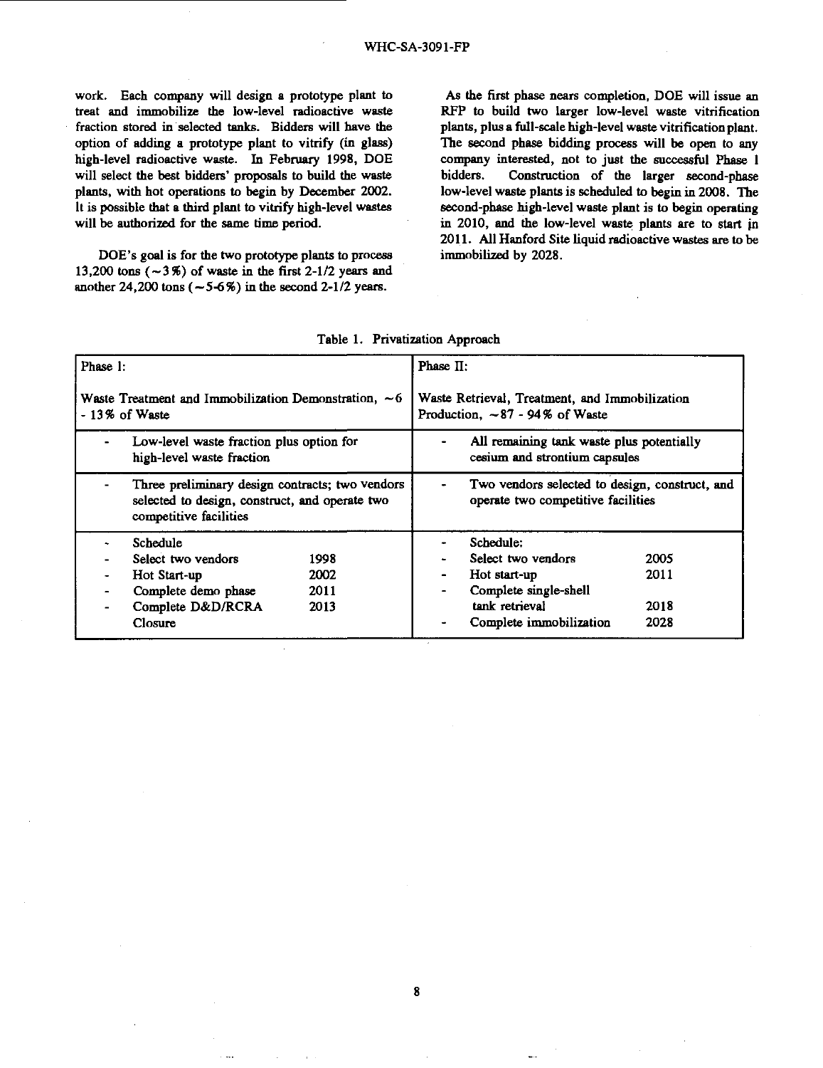work. Each company will design a prototype plant to treat and immobilize the low-level radioactive waste fraction stored in selected tanks. Bidders will have the option of adding a prototype plant to vitrify (in glass) high-level radioactive waste. In February 1998, DOE will select the best bidders' proposals to build the waste plants, with hot operations to begin by December 2002. It is possible that a third plant to vitrify high-level wastes will be authorized for the same time period.

DOE's goal is for the two prototype plants to process 13,200 tons (~3%) of waste in the first 2-1/2 years and another 24,200 tons (~5-6%) in the second 2-1/2 years.

As the first phase nears completion, DOE will issue an RFP to build two larger low-level waste vitrification plants, plus a full-scale high-level waste vitrification plant. The second phase bidding process will be open to any company interested, not to just the successful Phase 1 bidders. Construction of the larger second-phase low-level waste plants is scheduled to begin in 2008. The second-phase high-level waste plant is to begin operating in 2010, and the low-level waste plants are to start in 2011. All Hanford Site liquid radioactive wastes are to be immobilized by 2028.

Table 1. Privatization Approach

| Phase I: Waste Treatment and Immobilization Demonstration, ~6 - 13% of Waste | Phase II: Waste Retrieval, Treatment, and Immobilization Production, ~87 - 94% of Waste |
|---|---|
| - Low-level waste fraction plus option for high-level waste fraction | - All remaining tank waste plus potentially cesium and strontium capsules |
| - Three preliminary design contracts; two vendors selected to design, construct, and operate two competitive facilities | - Two vendors selected to design, construct, and operate two competitive facilities |
| - Schedule<br>- Select two vendors 1998<br>- Hot Start-up 2002<br>- Complete demo phase 2011<br>- Complete D&D/RCRA Closure 2013 | - Schedule:<br>- Select two vendors 2005<br>- Hot start-up 2011<br>- Complete single-shell tank retrieval 2018<br>- Complete immobilization 2028 |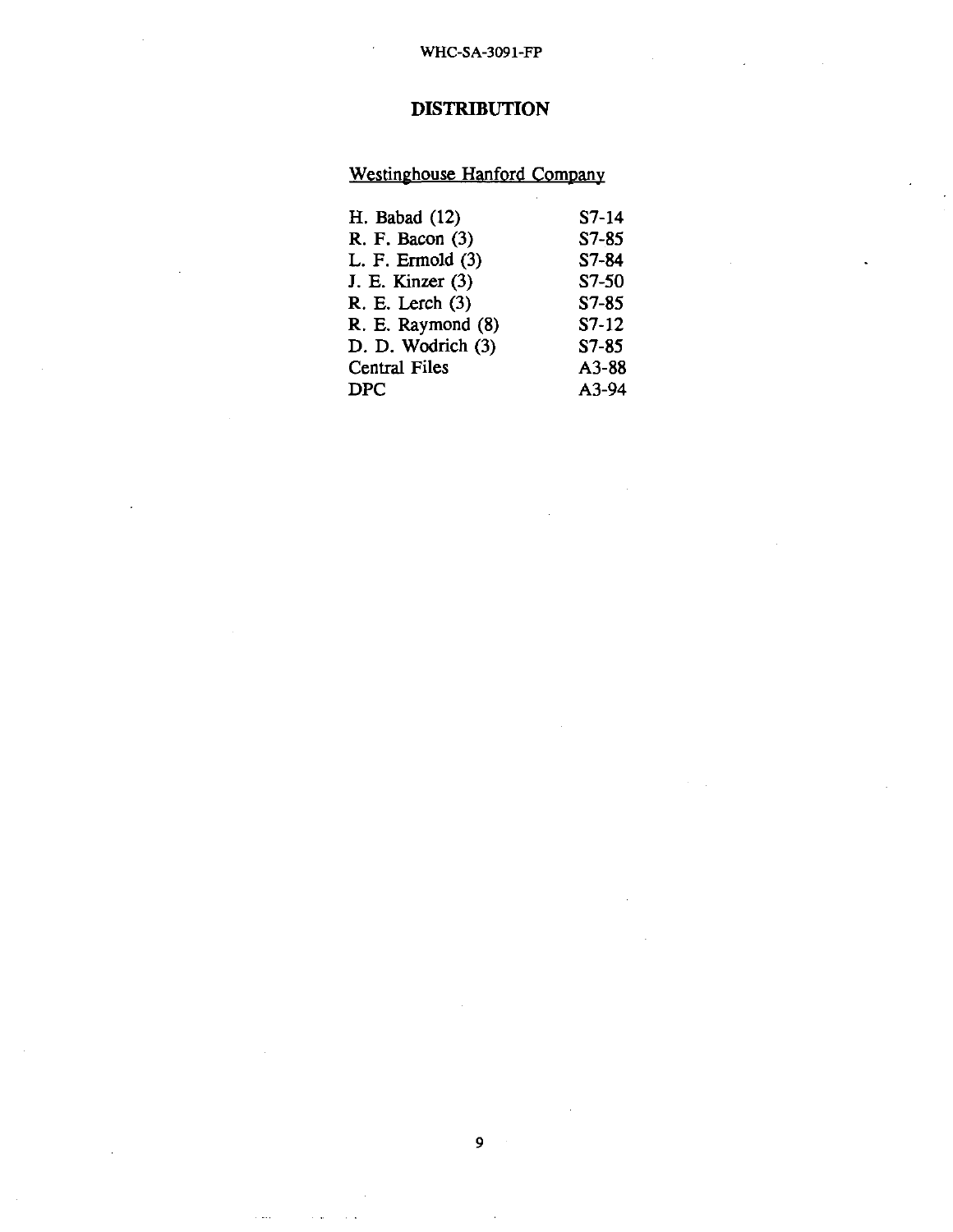# DISTRIBUTION

Westinghouse Hanford Company

| | |
|---|---|
| H. Babad (12) | S7-14 |
| R. F. Bacon (3) | S7-85 |
| L. F. Ermold (3) | S7-84 |
| J. E. Kinzer (3) | S7-50 |
| R. E. Lerch (3) | S7-85 |
| R. E. Raymond (8) | S7-12 |
| D. D. Wodrich (3) | S7-85 |
| Central Files | A3-88 |
| DPC | A3-94 |